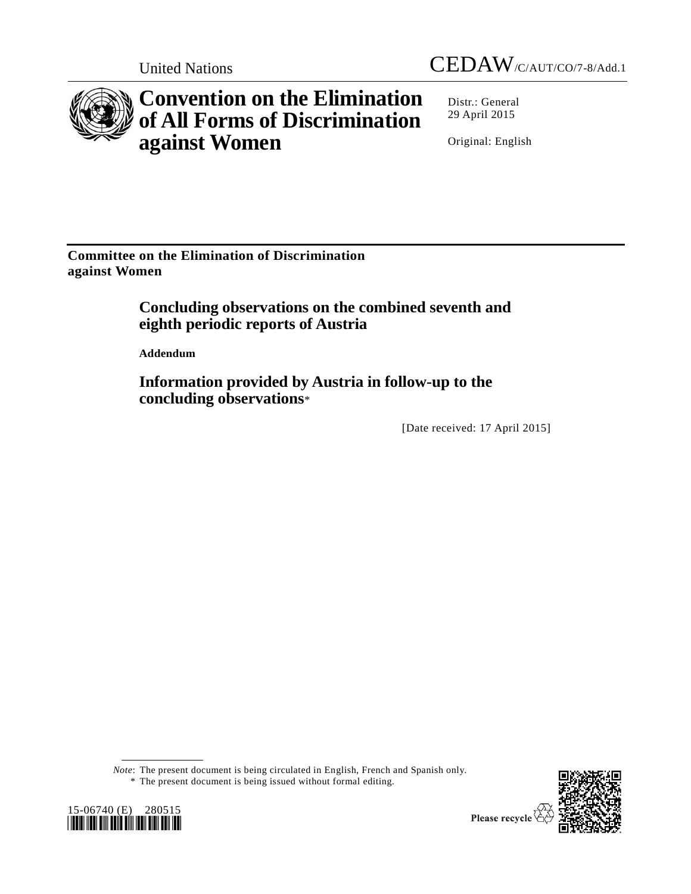United Nations CEDAW/C/AUT/CO/7-8/Add.1

# Convention on the Elimination of All Forms of Discrimination against Women

Distr.: General
29 April 2015

Original: English

**Committee on the Elimination of Discrimination against Women**

## Concluding observations on the combined seventh and eighth periodic reports of Austria

**Addendum**

## Information provided by Austria in follow-up to the concluding observations*

[Date received: 17 April 2015]

*Note*: The present document is being circulated in English, French and Spanish only.

\* The present document is being issued without formal editing.

15-06740 (E) 280515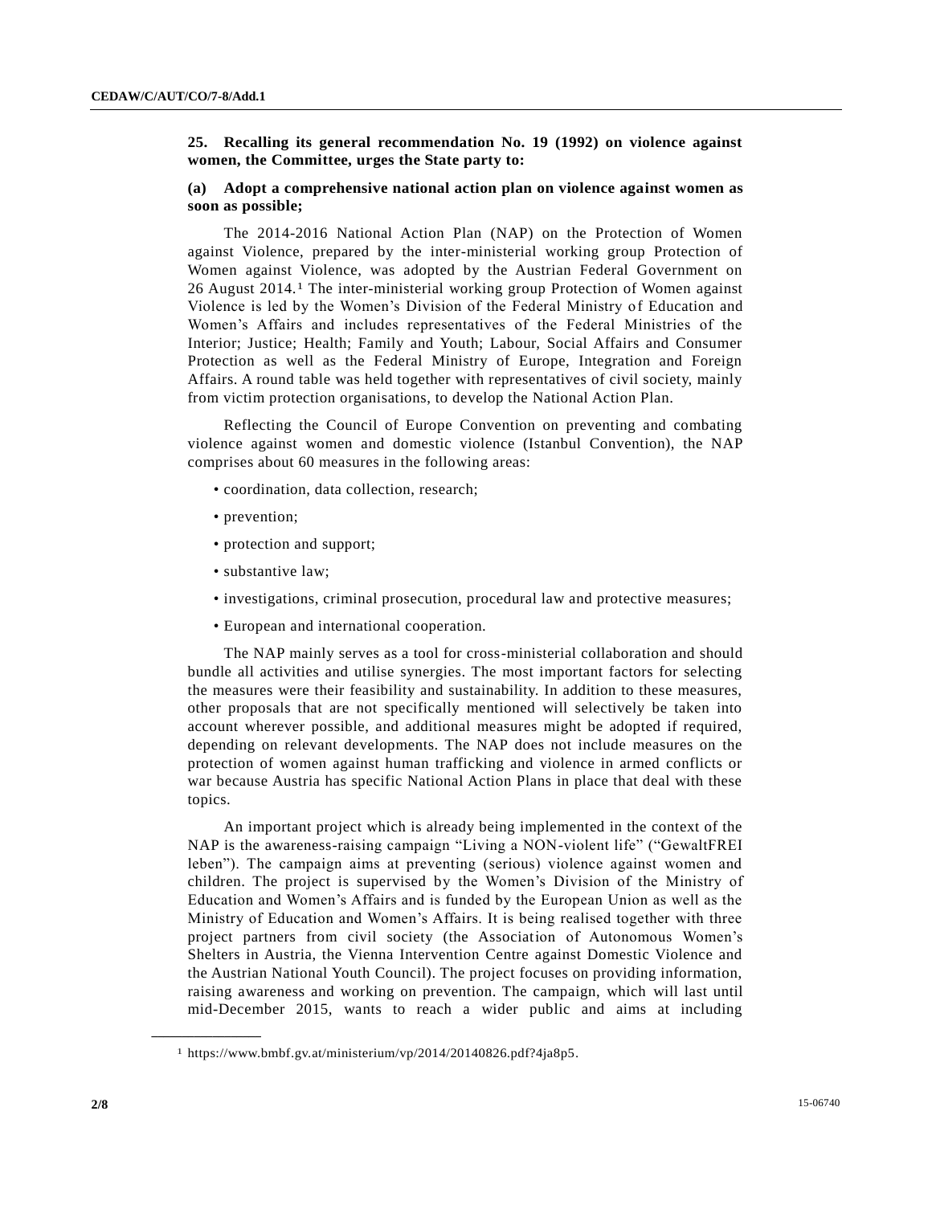**25. Recalling its general recommendation No. 19 (1992) on violence against women, the Committee, urges the State party to:**

**(a) Adopt a comprehensive national action plan on violence against women as soon as possible;**

The 2014-2016 National Action Plan (NAP) on the Protection of Women against Violence, prepared by the inter-ministerial working group Protection of Women against Violence, was adopted by the Austrian Federal Government on 26 August 2014.[1] The inter-ministerial working group Protection of Women against Violence is led by the Women's Division of the Federal Ministry of Education and Women's Affairs and includes representatives of the Federal Ministries of the Interior; Justice; Health; Family and Youth; Labour, Social Affairs and Consumer Protection as well as the Federal Ministry of Europe, Integration and Foreign Affairs. A round table was held together with representatives of civil society, mainly from victim protection organisations, to develop the National Action Plan.

Reflecting the Council of Europe Convention on preventing and combating violence against women and domestic violence (Istanbul Convention), the NAP comprises about 60 measures in the following areas:

- coordination, data collection, research;
- prevention;
- protection and support;
- substantive law;
- investigations, criminal prosecution, procedural law and protective measures;
- European and international cooperation.

The NAP mainly serves as a tool for cross-ministerial collaboration and should bundle all activities and utilise synergies. The most important factors for selecting the measures were their feasibility and sustainability. In addition to these measures, other proposals that are not specifically mentioned will selectively be taken into account wherever possible, and additional measures might be adopted if required, depending on relevant developments. The NAP does not include measures on the protection of women against human trafficking and violence in armed conflicts or war because Austria has specific National Action Plans in place that deal with these topics.

An important project which is already being implemented in the context of the NAP is the awareness-raising campaign "Living a NON-violent life" ("GewaltFREI leben"). The campaign aims at preventing (serious) violence against women and children. The project is supervised by the Women's Division of the Ministry of Education and Women's Affairs and is funded by the European Union as well as the Ministry of Education and Women's Affairs. It is being realised together with three project partners from civil society (the Association of Autonomous Women's Shelters in Austria, the Vienna Intervention Centre against Domestic Violence and the Austrian National Youth Council). The project focuses on providing information, raising awareness and working on prevention. The campaign, which will last until mid-December 2015, wants to reach a wider public and aims at including

[1] https://www.bmbf.gv.at/ministerium/vp/2014/20140826.pdf?4ja8p5.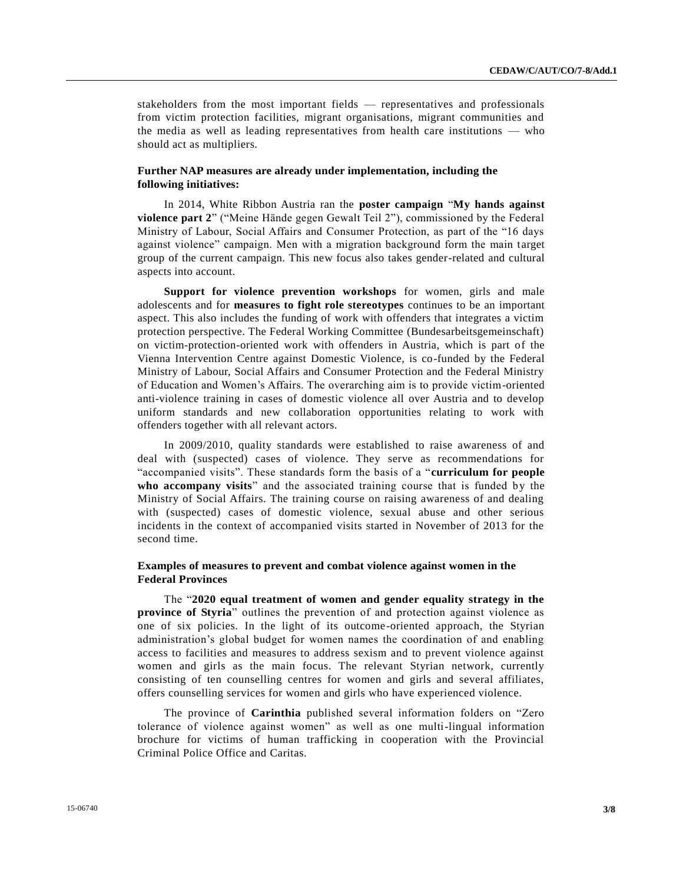stakeholders from the most important fields — representatives and professionals from victim protection facilities, migrant organisations, migrant communities and the media as well as leading representatives from health care institutions — who should act as multipliers.

**Further NAP measures are already under implementation, including the following initiatives:**

In 2014, White Ribbon Austria ran the **poster campaign** "**My hands against violence part 2**" ("Meine Hände gegen Gewalt Teil 2"), commissioned by the Federal Ministry of Labour, Social Affairs and Consumer Protection, as part of the "16 days against violence" campaign. Men with a migration background form the main target group of the current campaign. This new focus also takes gender-related and cultural aspects into account.

**Support for violence prevention workshops** for women, girls and male adolescents and for **measures to fight role stereotypes** continues to be an important aspect. This also includes the funding of work with offenders that integrates a victim protection perspective. The Federal Working Committee (Bundesarbeitsgemeinschaft) on victim-protection-oriented work with offenders in Austria, which is part of the Vienna Intervention Centre against Domestic Violence, is co-funded by the Federal Ministry of Labour, Social Affairs and Consumer Protection and the Federal Ministry of Education and Women's Affairs. The overarching aim is to provide victim-oriented anti-violence training in cases of domestic violence all over Austria and to develop uniform standards and new collaboration opportunities relating to work with offenders together with all relevant actors.

In 2009/2010, quality standards were established to raise awareness of and deal with (suspected) cases of violence. They serve as recommendations for "accompanied visits". These standards form the basis of a "**curriculum for people who accompany visits**" and the associated training course that is funded by the Ministry of Social Affairs. The training course on raising awareness of and dealing with (suspected) cases of domestic violence, sexual abuse and other serious incidents in the context of accompanied visits started in November of 2013 for the second time.

**Examples of measures to prevent and combat violence against women in the Federal Provinces**

The "**2020 equal treatment of women and gender equality strategy in the province of Styria**" outlines the prevention of and protection against violence as one of six policies. In the light of its outcome-oriented approach, the Styrian administration's global budget for women names the coordination of and enabling access to facilities and measures to address sexism and to prevent violence against women and girls as the main focus. The relevant Styrian network, currently consisting of ten counselling centres for women and girls and several affiliates, offers counselling services for women and girls who have experienced violence.

The province of **Carinthia** published several information folders on "Zero tolerance of violence against women" as well as one multi-lingual information brochure for victims of human trafficking in cooperation with the Provincial Criminal Police Office and Caritas.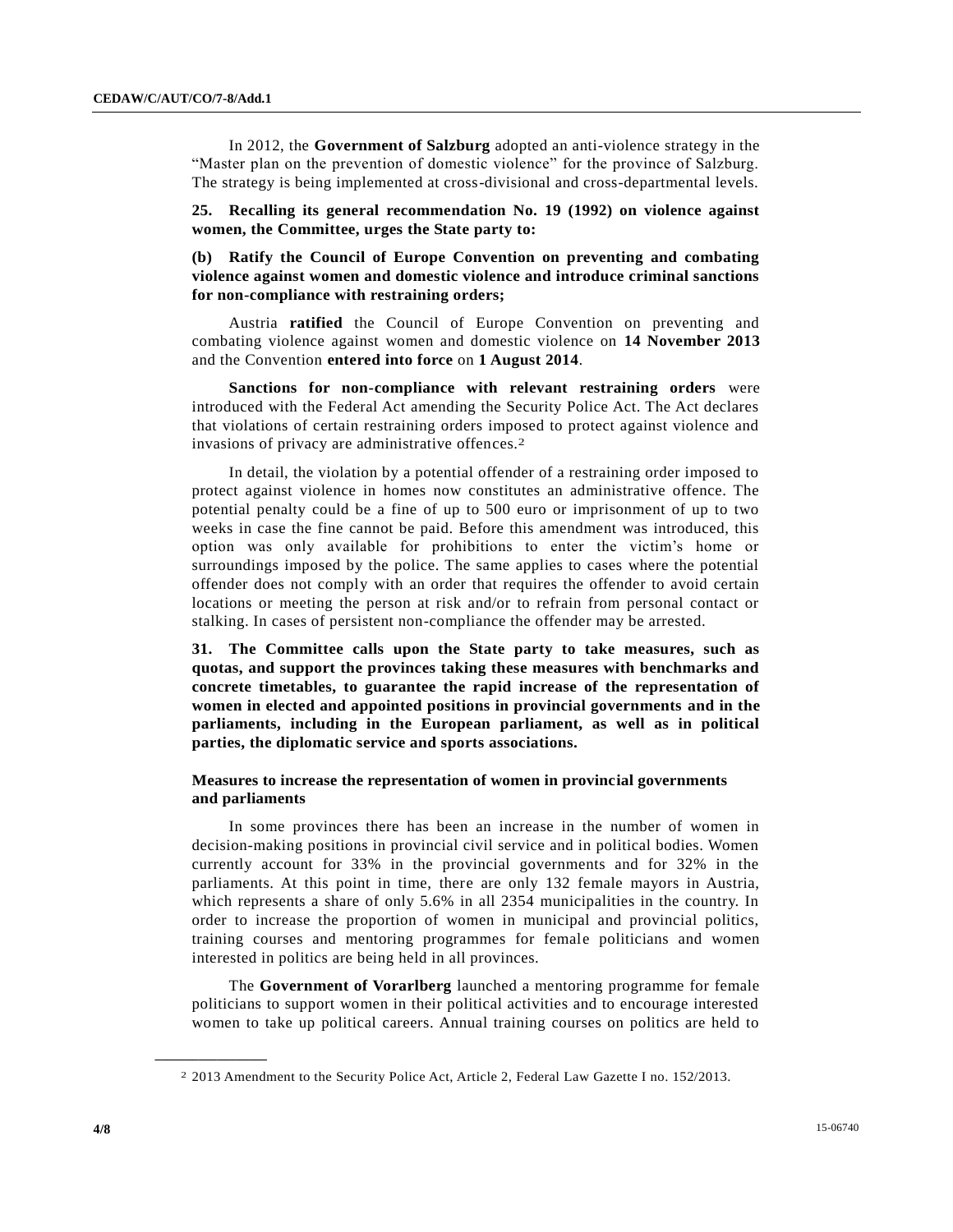In 2012, the **Government of Salzburg** adopted an anti-violence strategy in the "Master plan on the prevention of domestic violence" for the province of Salzburg. The strategy is being implemented at cross-divisional and cross-departmental levels.

**25. Recalling its general recommendation No. 19 (1992) on violence against women, the Committee, urges the State party to:**

**(b) Ratify the Council of Europe Convention on preventing and combating violence against women and domestic violence and introduce criminal sanctions for non-compliance with restraining orders;**

Austria **ratified** the Council of Europe Convention on preventing and combating violence against women and domestic violence on **14 November 2013** and the Convention **entered into force** on **1 August 2014**.

**Sanctions for non-compliance with relevant restraining orders** were introduced with the Federal Act amending the Security Police Act. The Act declares that violations of certain restraining orders imposed to protect against violence and invasions of privacy are administrative offences.[2]

In detail, the violation by a potential offender of a restraining order imposed to protect against violence in homes now constitutes an administrative offence. The potential penalty could be a fine of up to 500 euro or imprisonment of up to two weeks in case the fine cannot be paid. Before this amendment was introduced, this option was only available for prohibitions to enter the victim's home or surroundings imposed by the police. The same applies to cases where the potential offender does not comply with an order that requires the offender to avoid certain locations or meeting the person at risk and/or to refrain from personal contact or stalking. In cases of persistent non-compliance the offender may be arrested.

**31. The Committee calls upon the State party to take measures, such as quotas, and support the provinces taking these measures with benchmarks and concrete timetables, to guarantee the rapid increase of the representation of women in elected and appointed positions in provincial governments and in the parliaments, including in the European parliament, as well as in political parties, the diplomatic service and sports associations.**

### Measures to increase the representation of women in provincial governments and parliaments

In some provinces there has been an increase in the number of women in decision-making positions in provincial civil service and in political bodies. Women currently account for 33% in the provincial governments and for 32% in the parliaments. At this point in time, there are only 132 female mayors in Austria, which represents a share of only 5.6% in all 2354 municipalities in the country. In order to increase the proportion of women in municipal and provincial politics, training courses and mentoring programmes for female politicians and women interested in politics are being held in all provinces.

The **Government of Vorarlberg** launched a mentoring programme for female politicians to support women in their political activities and to encourage interested women to take up political careers. Annual training courses on politics are held to

[2] 2013 Amendment to the Security Police Act, Article 2, Federal Law Gazette I no. 152/2013.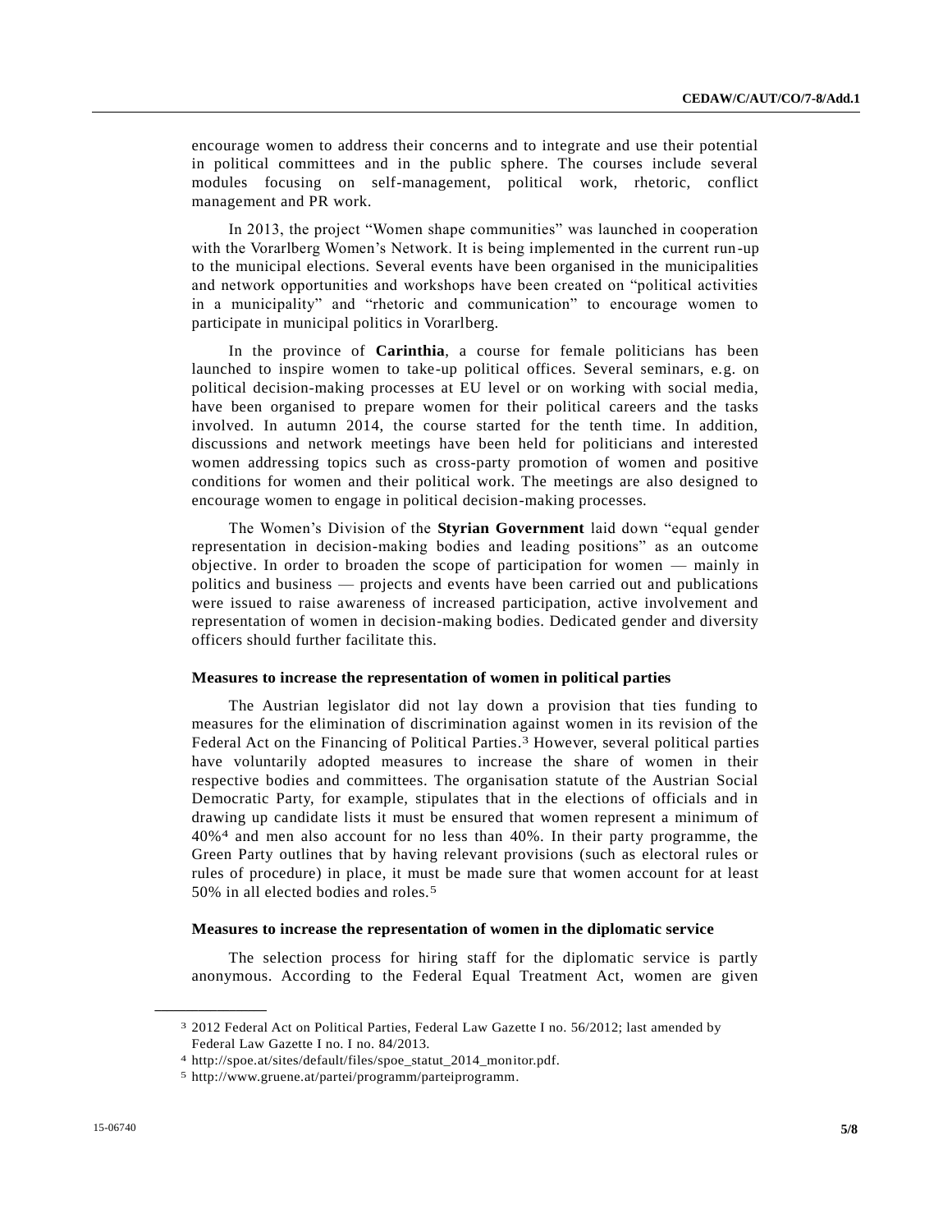encourage women to address their concerns and to integrate and use their potential in political committees and in the public sphere. The courses include several modules focusing on self-management, political work, rhetoric, conflict management and PR work.

In 2013, the project "Women shape communities" was launched in cooperation with the Vorarlberg Women's Network. It is being implemented in the current run-up to the municipal elections. Several events have been organised in the municipalities and network opportunities and workshops have been created on "political activities in a municipality" and "rhetoric and communication" to encourage women to participate in municipal politics in Vorarlberg.

In the province of **Carinthia**, a course for female politicians has been launched to inspire women to take-up political offices. Several seminars, e.g. on political decision-making processes at EU level or on working with social media, have been organised to prepare women for their political careers and the tasks involved. In autumn 2014, the course started for the tenth time. In addition, discussions and network meetings have been held for politicians and interested women addressing topics such as cross-party promotion of women and positive conditions for women and their political work. The meetings are also designed to encourage women to engage in political decision-making processes.

The Women's Division of the **Styrian Government** laid down "equal gender representation in decision-making bodies and leading positions" as an outcome objective. In order to broaden the scope of participation for women — mainly in politics and business — projects and events have been carried out and publications were issued to raise awareness of increased participation, active involvement and representation of women in decision-making bodies. Dedicated gender and diversity officers should further facilitate this.

**Measures to increase the representation of women in political parties**

The Austrian legislator did not lay down a provision that ties funding to measures for the elimination of discrimination against women in its revision of the Federal Act on the Financing of Political Parties.[3] However, several political parties have voluntarily adopted measures to increase the share of women in their respective bodies and committees. The organisation statute of the Austrian Social Democratic Party, for example, stipulates that in the elections of officials and in drawing up candidate lists it must be ensured that women represent a minimum of 40%[4] and men also account for no less than 40%. In their party programme, the Green Party outlines that by having relevant provisions (such as electoral rules or rules of procedure) in place, it must be made sure that women account for at least 50% in all elected bodies and roles.[5]

**Measures to increase the representation of women in the diplomatic service**

The selection process for hiring staff for the diplomatic service is partly anonymous. According to the Federal Equal Treatment Act, women are given

---

[3] 2012 Federal Act on Political Parties, Federal Law Gazette I no. 56/2012; last amended by Federal Law Gazette I no. I no. 84/2013.

[4] http://spoe.at/sites/default/files/spoe_statut_2014_monitor.pdf.

[5] http://www.gruene.at/partei/programm/parteiprogramm.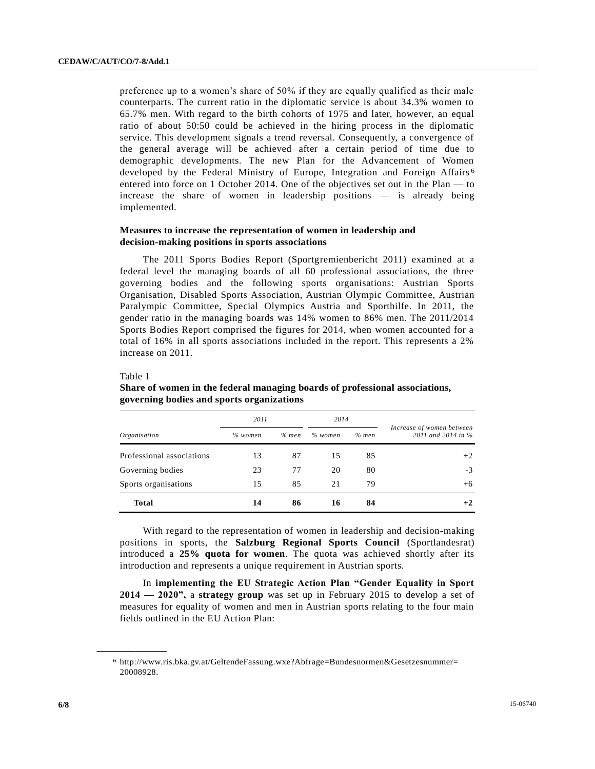preference up to a women's share of 50% if they are equally qualified as their male counterparts. The current ratio in the diplomatic service is about 34.3% women to 65.7% men. With regard to the birth cohorts of 1975 and later, however, an equal ratio of about 50:50 could be achieved in the hiring process in the diplomatic service. This development signals a trend reversal. Consequently, a convergence of the general average will be achieved after a certain period of time due to demographic developments. The new Plan for the Advancement of Women developed by the Federal Ministry of Europe, Integration and Foreign Affairs[6] entered into force on 1 October 2014. One of the objectives set out in the Plan — to increase the share of women in leadership positions — is already being implemented.

### Measures to increase the representation of women in leadership and decision-making positions in sports associations

The 2011 Sports Bodies Report (Sportgremienbericht 2011) examined at a federal level the managing boards of all 60 professional associations, the three governing bodies and the following sports organisations: Austrian Sports Organisation, Disabled Sports Association, Austrian Olympic Committee, Austrian Paralympic Committee, Special Olympics Austria and Sporthilfe. In 2011, the gender ratio in the managing boards was 14% women to 86% men. The 2011/2014 Sports Bodies Report comprised the figures for 2014, when women accounted for a total of 16% in all sports associations included in the report. This represents a 2% increase on 2011.

Table 1
**Share of women in the federal managing boards of professional associations, governing bodies and sports organizations**

| *Organisation* | *2011* | | *2014* | | *Increase of women between 2011 and 2014 in %* |
|---|---|---|---|---|---|
| | *% women* | *% men* | *% women* | *% men* | |
| Professional associations | 13 | 87 | 15 | 85 | +2 |
| Governing bodies | 23 | 77 | 20 | 80 | -3 |
| Sports organisations | 15 | 85 | 21 | 79 | +6 |
| **Total** | **14** | **86** | **16** | **84** | **+2** |

With regard to the representation of women in leadership and decision-making positions in sports, the **Salzburg Regional Sports Council** (Sportlandesrat) introduced a **25% quota for women**. The quota was achieved shortly after its introduction and represents a unique requirement in Austrian sports.

In **implementing the EU Strategic Action Plan "Gender Equality in Sport 2014 — 2020",** a **strategy group** was set up in February 2015 to develop a set of measures for equality of women and men in Austrian sports relating to the four main fields outlined in the EU Action Plan:

---

[6] http://www.ris.bka.gv.at/GeltendeFassung.wxe?Abfrage=Bundesnormen&Gesetzesnummer=20008928.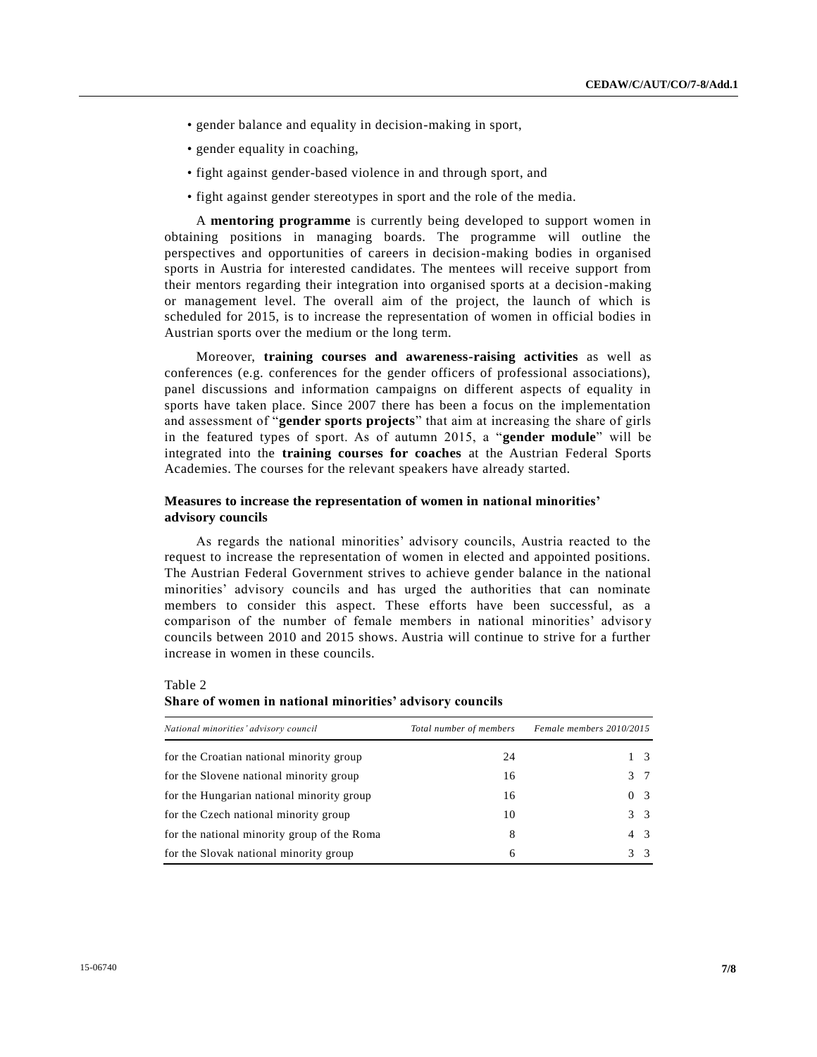- gender balance and equality in decision-making in sport,
- gender equality in coaching,
- fight against gender-based violence in and through sport, and
- fight against gender stereotypes in sport and the role of the media.

A **mentoring programme** is currently being developed to support women in obtaining positions in managing boards. The programme will outline the perspectives and opportunities of careers in decision-making bodies in organised sports in Austria for interested candidates. The mentees will receive support from their mentors regarding their integration into organised sports at a decision-making or management level. The overall aim of the project, the launch of which is scheduled for 2015, is to increase the representation of women in official bodies in Austrian sports over the medium or the long term.

Moreover, **training courses and awareness-raising activities** as well as conferences (e.g. conferences for the gender officers of professional associations), panel discussions and information campaigns on different aspects of equality in sports have taken place. Since 2007 there has been a focus on the implementation and assessment of "**gender sports projects**" that aim at increasing the share of girls in the featured types of sport. As of autumn 2015, a "**gender module**" will be integrated into the **training courses for coaches** at the Austrian Federal Sports Academies. The courses for the relevant speakers have already started.

### Measures to increase the representation of women in national minorities' advisory councils

As regards the national minorities' advisory councils, Austria reacted to the request to increase the representation of women in elected and appointed positions. The Austrian Federal Government strives to achieve gender balance in the national minorities' advisory councils and has urged the authorities that can nominate members to consider this aspect. These efforts have been successful, as a comparison of the number of female members in national minorities' advisory councils between 2010 and 2015 shows. Austria will continue to strive for a further increase in women in these councils.

Table 2
**Share of women in national minorities' advisory councils**

| *National minorities' advisory council* | *Total number of members* | *Female members 2010/2015* | |
|---|---|---|---|
| for the Croatian national minority group | 24 | 1 | 3 |
| for the Slovene national minority group | 16 | 3 | 7 |
| for the Hungarian national minority group | 16 | 0 | 3 |
| for the Czech national minority group | 10 | 3 | 3 |
| for the national minority group of the Roma | 8 | 4 | 3 |
| for the Slovak national minority group | 6 | 3 | 3 |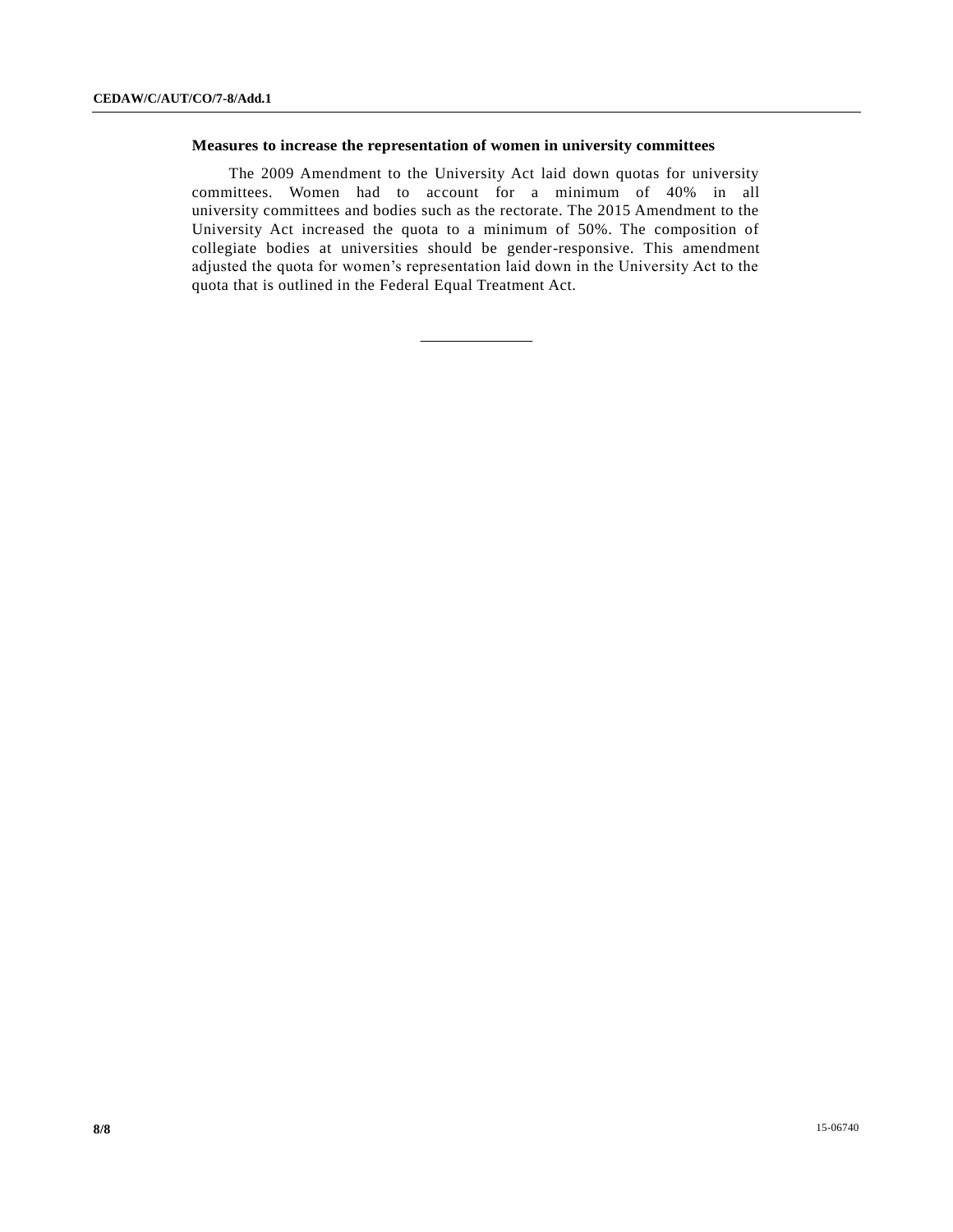### Measures to increase the representation of women in university committees

The 2009 Amendment to the University Act laid down quotas for university committees. Women had to account for a minimum of 40% in all university committees and bodies such as the rectorate. The 2015 Amendment to the University Act increased the quota to a minimum of 50%. The composition of collegiate bodies at universities should be gender-responsive. This amendment adjusted the quota for women's representation laid down in the University Act to the quota that is outlined in the Federal Equal Treatment Act.